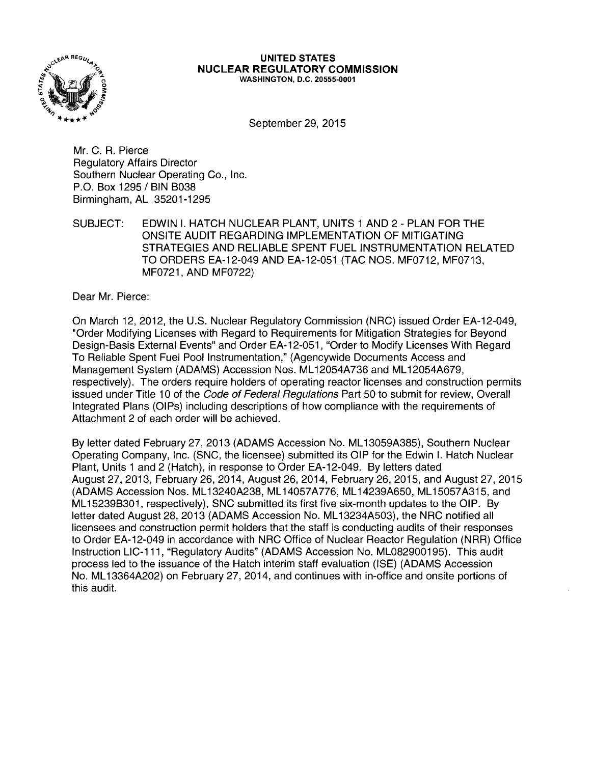**UNITED STATES**
**NUCLEAR REGULATORY COMMISSION**
**WASHINGTON, D.C. 20555-0001**

September 29, 2015

Mr. C. R. Pierce
Regulatory Affairs Director
Southern Nuclear Operating Co., Inc.
P.O. Box 1295 / BIN B038
Birmingham, AL 35201-1295

SUBJECT: EDWIN I. HATCH NUCLEAR PLANT, UNITS 1 AND 2 - PLAN FOR THE ONSITE AUDIT REGARDING IMPLEMENTATION OF MITIGATING STRATEGIES AND RELIABLE SPENT FUEL INSTRUMENTATION RELATED TO ORDERS EA-12-049 AND EA-12-051 (TAC NOS. MF0712, MF0713, MF0721, AND MF0722)

Dear Mr. Pierce:

On March 12, 2012, the U.S. Nuclear Regulatory Commission (NRC) issued Order EA-12-049, "Order Modifying Licenses with Regard to Requirements for Mitigation Strategies for Beyond Design-Basis External Events" and Order EA-12-051, "Order to Modify Licenses With Regard To Reliable Spent Fuel Pool Instrumentation," (Agencywide Documents Access and Management System (ADAMS) Accession Nos. ML12054A736 and ML12054A679, respectively). The orders require holders of operating reactor licenses and construction permits issued under Title 10 of the *Code of Federal Regulations* Part 50 to submit for review, Overall Integrated Plans (OIPs) including descriptions of how compliance with the requirements of Attachment 2 of each order will be achieved.

By letter dated February 27, 2013 (ADAMS Accession No. ML13059A385), Southern Nuclear Operating Company, Inc. (SNC, the licensee) submitted its OIP for the Edwin I. Hatch Nuclear Plant, Units 1 and 2 (Hatch), in response to Order EA-12-049. By letters dated August 27, 2013, February 26, 2014, August 26, 2014, February 26, 2015, and August 27, 2015 (ADAMS Accession Nos. ML13240A238, ML14057A776, ML14239A650, ML15057A315, and ML15239B301, respectively), SNC submitted its first five six-month updates to the OIP. By letter dated August 28, 2013 (ADAMS Accession No. ML13234A503), the NRC notified all licensees and construction permit holders that the staff is conducting audits of their responses to Order EA-12-049 in accordance with NRC Office of Nuclear Reactor Regulation (NRR) Office Instruction LIC-111, "Regulatory Audits" (ADAMS Accession No. ML082900195). This audit process led to the issuance of the Hatch interim staff evaluation (ISE) (ADAMS Accession No. ML13364A202) on February 27, 2014, and continues with in-office and onsite portions of this audit.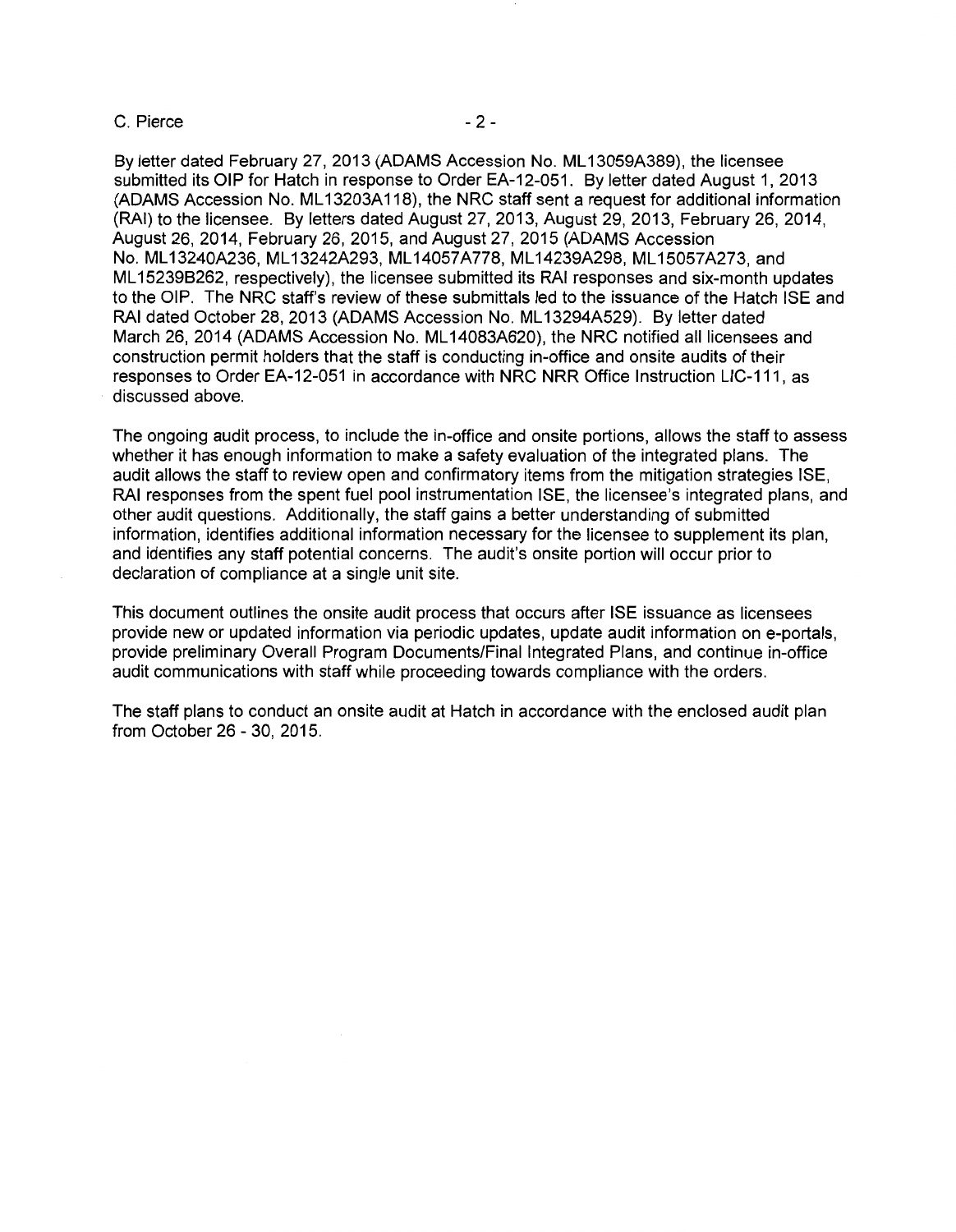By letter dated February 27, 2013 (ADAMS Accession No. ML13059A389), the licensee submitted its OIP for Hatch in response to Order EA-12-051. By letter dated August 1, 2013 (ADAMS Accession No. ML13203A118), the NRC staff sent a request for additional information (RAI) to the licensee. By letters dated August 27, 2013, August 29, 2013, February 26, 2014, August 26, 2014, February 26, 2015, and August 27, 2015 (ADAMS Accession No. ML13240A236, ML13242A293, ML14057A778, ML14239A298, ML15057A273, and ML15239B262, respectively), the licensee submitted its RAI responses and six-month updates to the OIP. The NRC staff's review of these submittals led to the issuance of the Hatch ISE and RAI dated October 28, 2013 (ADAMS Accession No. ML13294A529). By letter dated March 26, 2014 (ADAMS Accession No. ML14083A620), the NRC notified all licensees and construction permit holders that the staff is conducting in-office and onsite audits of their responses to Order EA-12-051 in accordance with NRC NRR Office Instruction LIC-111, as discussed above.

The ongoing audit process, to include the in-office and onsite portions, allows the staff to assess whether it has enough information to make a safety evaluation of the integrated plans. The audit allows the staff to review open and confirmatory items from the mitigation strategies ISE, RAI responses from the spent fuel pool instrumentation ISE, the licensee's integrated plans, and other audit questions. Additionally, the staff gains a better understanding of submitted information, identifies additional information necessary for the licensee to supplement its plan, and identifies any staff potential concerns. The audit's onsite portion will occur prior to declaration of compliance at a single unit site.

This document outlines the onsite audit process that occurs after ISE issuance as licensees provide new or updated information via periodic updates, update audit information on e-portals, provide preliminary Overall Program Documents/Final Integrated Plans, and continue in-office audit communications with staff while proceeding towards compliance with the orders.

The staff plans to conduct an onsite audit at Hatch in accordance with the enclosed audit plan from October 26 - 30, 2015.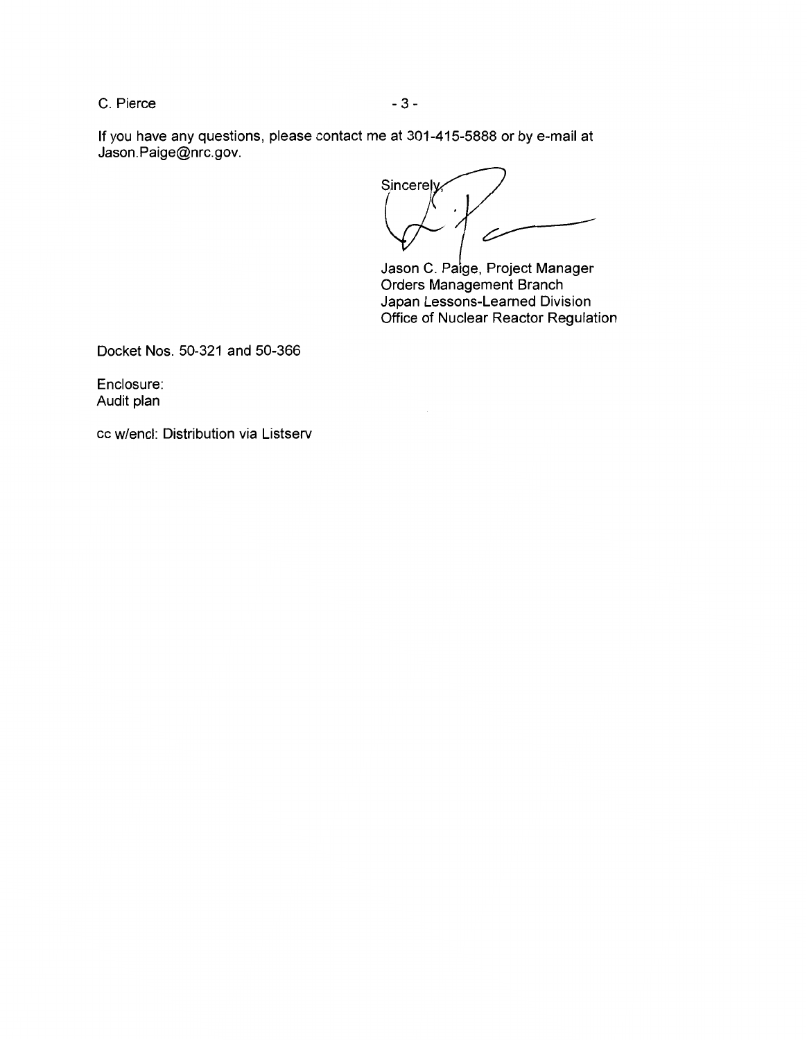If you have any questions, please contact me at 301-415-5888 or by e-mail at Jason.Paige@nrc.gov.

Sincerely,

Jason C. Paige, Project Manager
Orders Management Branch
Japan Lessons-Learned Division
Office of Nuclear Reactor Regulation

Docket Nos. 50-321 and 50-366

Enclosure:
Audit plan

cc w/encl: Distribution via Listserv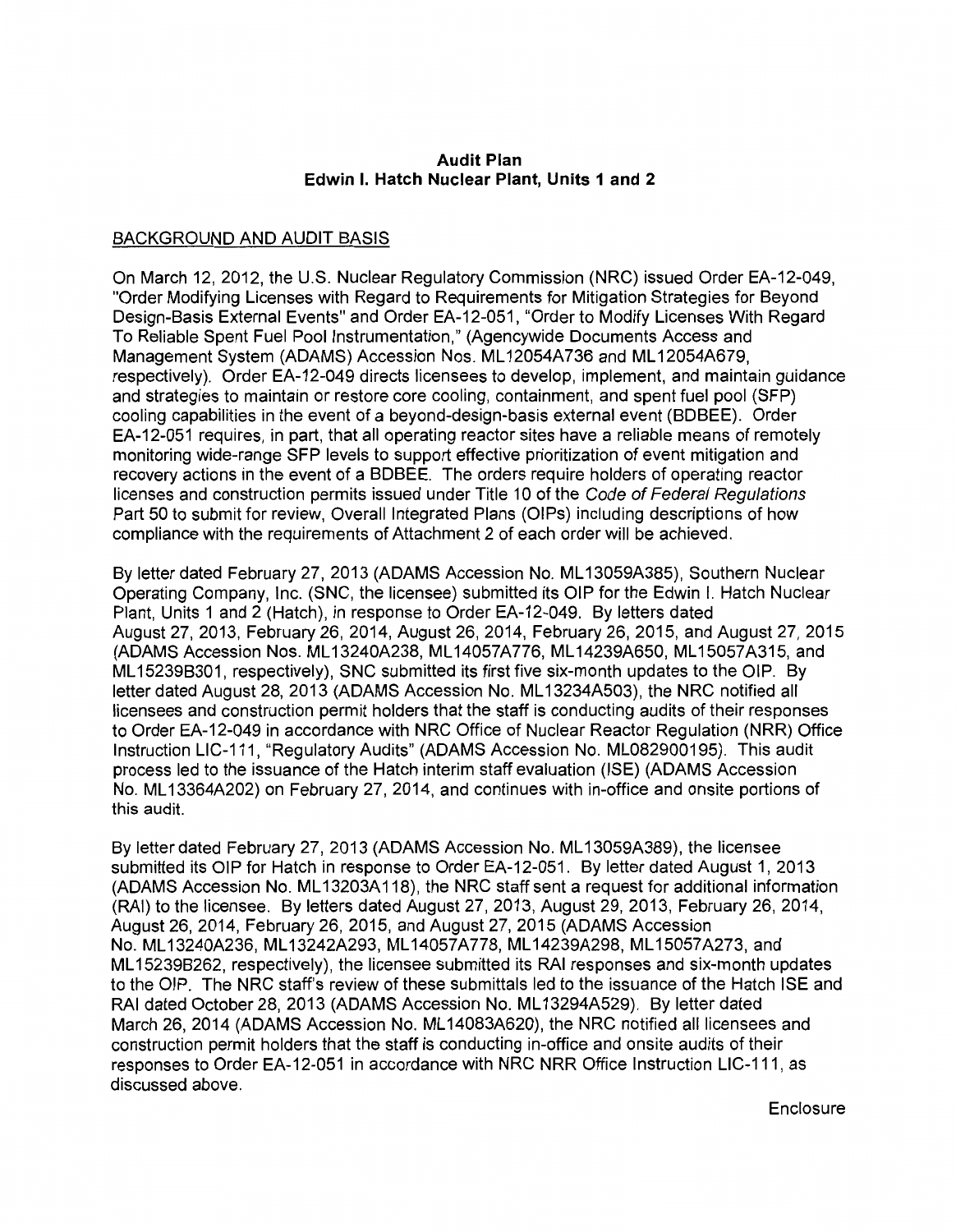**Audit Plan**
**Edwin I. Hatch Nuclear Plant, Units 1 and 2**

BACKGROUND AND AUDIT BASIS

On March 12, 2012, the U.S. Nuclear Regulatory Commission (NRC) issued Order EA-12-049, "Order Modifying Licenses with Regard to Requirements for Mitigation Strategies for Beyond Design-Basis External Events" and Order EA-12-051, "Order to Modify Licenses With Regard To Reliable Spent Fuel Pool Instrumentation," (Agencywide Documents Access and Management System (ADAMS) Accession Nos. ML12054A736 and ML12054A679, respectively). Order EA-12-049 directs licensees to develop, implement, and maintain guidance and strategies to maintain or restore core cooling, containment, and spent fuel pool (SFP) cooling capabilities in the event of a beyond-design-basis external event (BDBEE). Order EA-12-051 requires, in part, that all operating reactor sites have a reliable means of remotely monitoring wide-range SFP levels to support effective prioritization of event mitigation and recovery actions in the event of a BDBEE. The orders require holders of operating reactor licenses and construction permits issued under Title 10 of the *Code of Federal Regulations* Part 50 to submit for review, Overall Integrated Plans (OIPs) including descriptions of how compliance with the requirements of Attachment 2 of each order will be achieved.

By letter dated February 27, 2013 (ADAMS Accession No. ML13059A385), Southern Nuclear Operating Company, Inc. (SNC, the licensee) submitted its OIP for the Edwin I. Hatch Nuclear Plant, Units 1 and 2 (Hatch), in response to Order EA-12-049. By letters dated August 27, 2013, February 26, 2014, August 26, 2014, February 26, 2015, and August 27, 2015 (ADAMS Accession Nos. ML13240A238, ML14057A776, ML14239A650, ML15057A315, and ML15239B301, respectively), SNC submitted its first five six-month updates to the OIP. By letter dated August 28, 2013 (ADAMS Accession No. ML13234A503), the NRC notified all licensees and construction permit holders that the staff is conducting audits of their responses to Order EA-12-049 in accordance with NRC Office of Nuclear Reactor Regulation (NRR) Office Instruction LIC-111, "Regulatory Audits" (ADAMS Accession No. ML082900195). This audit process led to the issuance of the Hatch interim staff evaluation (ISE) (ADAMS Accession No. ML13364A202) on February 27, 2014, and continues with in-office and onsite portions of this audit.

By letter dated February 27, 2013 (ADAMS Accession No. ML13059A389), the licensee submitted its OIP for Hatch in response to Order EA-12-051. By letter dated August 1, 2013 (ADAMS Accession No. ML13203A118), the NRC staff sent a request for additional information (RAI) to the licensee. By letters dated August 27, 2013, August 29, 2013, February 26, 2014, August 26, 2014, February 26, 2015, and August 27, 2015 (ADAMS Accession No. ML13240A236, ML13242A293, ML14057A778, ML14239A298, ML15057A273, and ML15239B262, respectively), the licensee submitted its RAI responses and six-month updates to the OIP. The NRC staff's review of these submittals led to the issuance of the Hatch ISE and RAI dated October 28, 2013 (ADAMS Accession No. ML13294A529). By letter dated March 26, 2014 (ADAMS Accession No. ML14083A620), the NRC notified all licensees and construction permit holders that the staff is conducting in-office and onsite audits of their responses to Order EA-12-051 in accordance with NRC NRR Office Instruction LIC-111, as discussed above.

Enclosure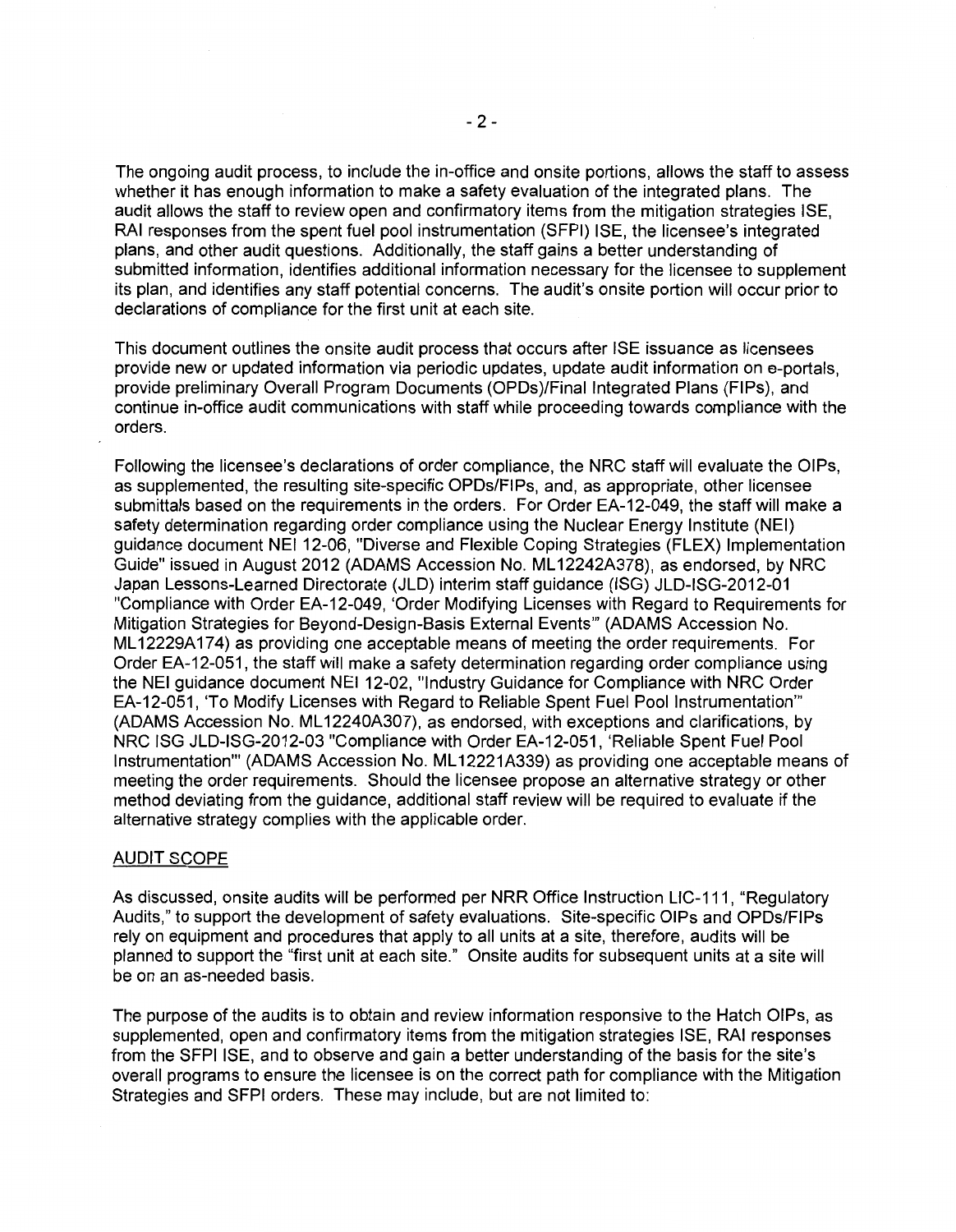The ongoing audit process, to include the in-office and onsite portions, allows the staff to assess whether it has enough information to make a safety evaluation of the integrated plans. The audit allows the staff to review open and confirmatory items from the mitigation strategies ISE, RAI responses from the spent fuel pool instrumentation (SFPI) ISE, the licensee's integrated plans, and other audit questions. Additionally, the staff gains a better understanding of submitted information, identifies additional information necessary for the licensee to supplement its plan, and identifies any staff potential concerns. The audit's onsite portion will occur prior to declarations of compliance for the first unit at each site.

This document outlines the onsite audit process that occurs after ISE issuance as licensees provide new or updated information via periodic updates, update audit information on e-portals, provide preliminary Overall Program Documents (OPDs)/Final Integrated Plans (FIPs), and continue in-office audit communications with staff while proceeding towards compliance with the orders.

Following the licensee's declarations of order compliance, the NRC staff will evaluate the OIPs, as supplemented, the resulting site-specific OPDs/FIPs, and, as appropriate, other licensee submittals based on the requirements in the orders. For Order EA-12-049, the staff will make a safety determination regarding order compliance using the Nuclear Energy Institute (NEI) guidance document NEI 12-06, "Diverse and Flexible Coping Strategies (FLEX) Implementation Guide" issued in August 2012 (ADAMS Accession No. ML12242A378), as endorsed, by NRC Japan Lessons-Learned Directorate (JLD) interim staff guidance (ISG) JLD-ISG-2012-01 "Compliance with Order EA-12-049, 'Order Modifying Licenses with Regard to Requirements for Mitigation Strategies for Beyond-Design-Basis External Events'" (ADAMS Accession No. ML12229A174) as providing one acceptable means of meeting the order requirements. For Order EA-12-051, the staff will make a safety determination regarding order compliance using the NEI guidance document NEI 12-02, "Industry Guidance for Compliance with NRC Order EA-12-051, 'To Modify Licenses with Regard to Reliable Spent Fuel Pool Instrumentation'" (ADAMS Accession No. ML12240A307), as endorsed, with exceptions and clarifications, by NRC ISG JLD-ISG-2012-03 "Compliance with Order EA-12-051, 'Reliable Spent Fuel Pool Instrumentation'" (ADAMS Accession No. ML12221A339) as providing one acceptable means of meeting the order requirements. Should the licensee propose an alternative strategy or other method deviating from the guidance, additional staff review will be required to evaluate if the alternative strategy complies with the applicable order.

## AUDIT SCOPE

As discussed, onsite audits will be performed per NRR Office Instruction LIC-111, "Regulatory Audits," to support the development of safety evaluations. Site-specific OIPs and OPDs/FIPs rely on equipment and procedures that apply to all units at a site, therefore, audits will be planned to support the "first unit at each site." Onsite audits for subsequent units at a site will be on an as-needed basis.

The purpose of the audits is to obtain and review information responsive to the Hatch OIPs, as supplemented, open and confirmatory items from the mitigation strategies ISE, RAI responses from the SFPI ISE, and to observe and gain a better understanding of the basis for the site's overall programs to ensure the licensee is on the correct path for compliance with the Mitigation Strategies and SFPI orders. These may include, but are not limited to: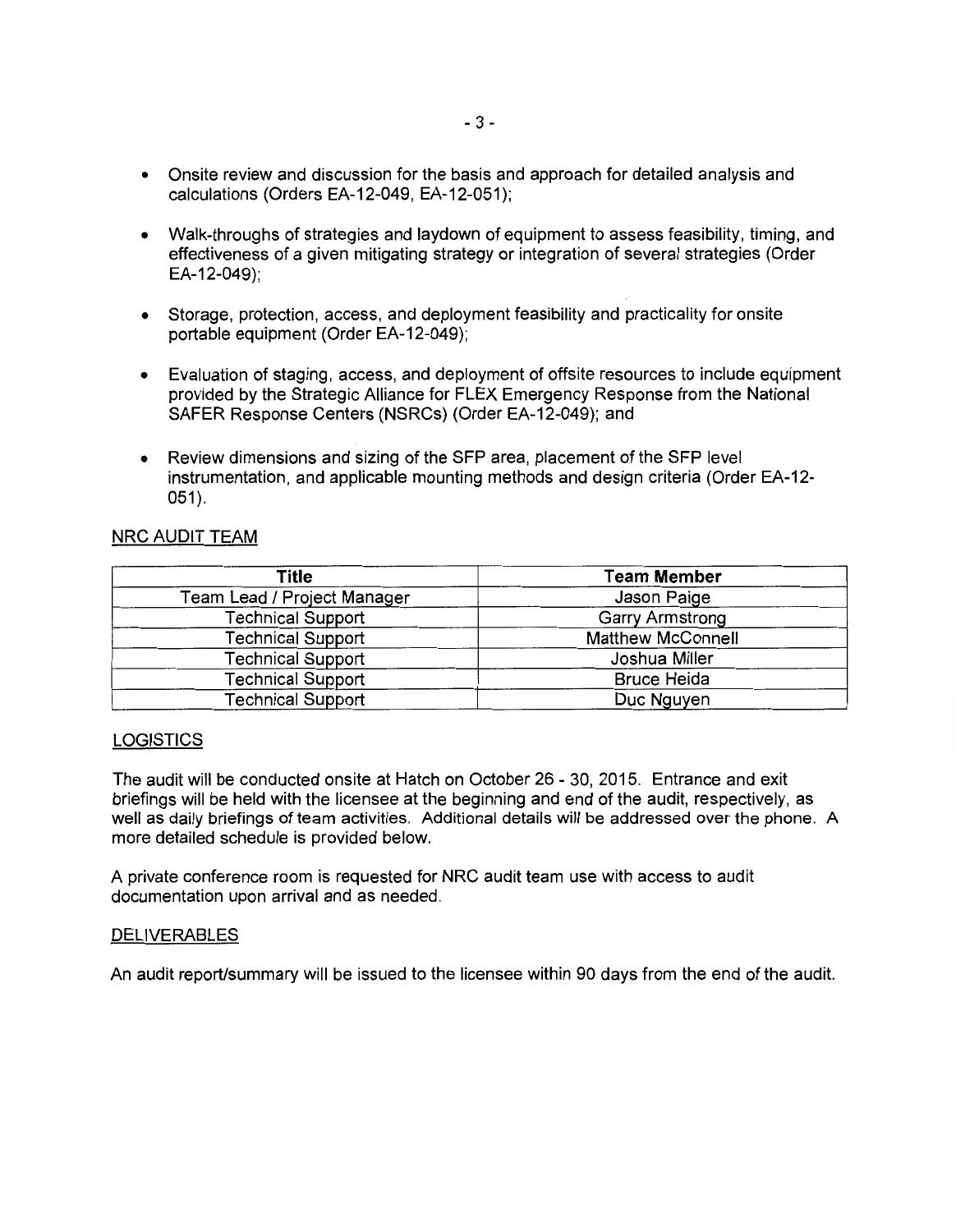- Onsite review and discussion for the basis and approach for detailed analysis and calculations (Orders EA-12-049, EA-12-051);
- Walk-throughs of strategies and laydown of equipment to assess feasibility, timing, and effectiveness of a given mitigating strategy or integration of several strategies (Order EA-12-049);
- Storage, protection, access, and deployment feasibility and practicality for onsite portable equipment (Order EA-12-049);
- Evaluation of staging, access, and deployment of offsite resources to include equipment provided by the Strategic Alliance for FLEX Emergency Response from the National SAFER Response Centers (NSRCs) (Order EA-12-049); and
- Review dimensions and sizing of the SFP area, placement of the SFP level instrumentation, and applicable mounting methods and design criteria (Order EA-12-051).

## NRC AUDIT TEAM

| Title | Team Member |
|---|---|
| Team Lead / Project Manager | Jason Paige |
| Technical Support | Garry Armstrong |
| Technical Support | Matthew McConnell |
| Technical Support | Joshua Miller |
| Technical Support | Bruce Heida |
| Technical Support | Duc Nguyen |

## LOGISTICS

The audit will be conducted onsite at Hatch on October 26 - 30, 2015. Entrance and exit briefings will be held with the licensee at the beginning and end of the audit, respectively, as well as daily briefings of team activities. Additional details will be addressed over the phone. A more detailed schedule is provided below.

A private conference room is requested for NRC audit team use with access to audit documentation upon arrival and as needed.

## DELIVERABLES

An audit report/summary will be issued to the licensee within 90 days from the end of the audit.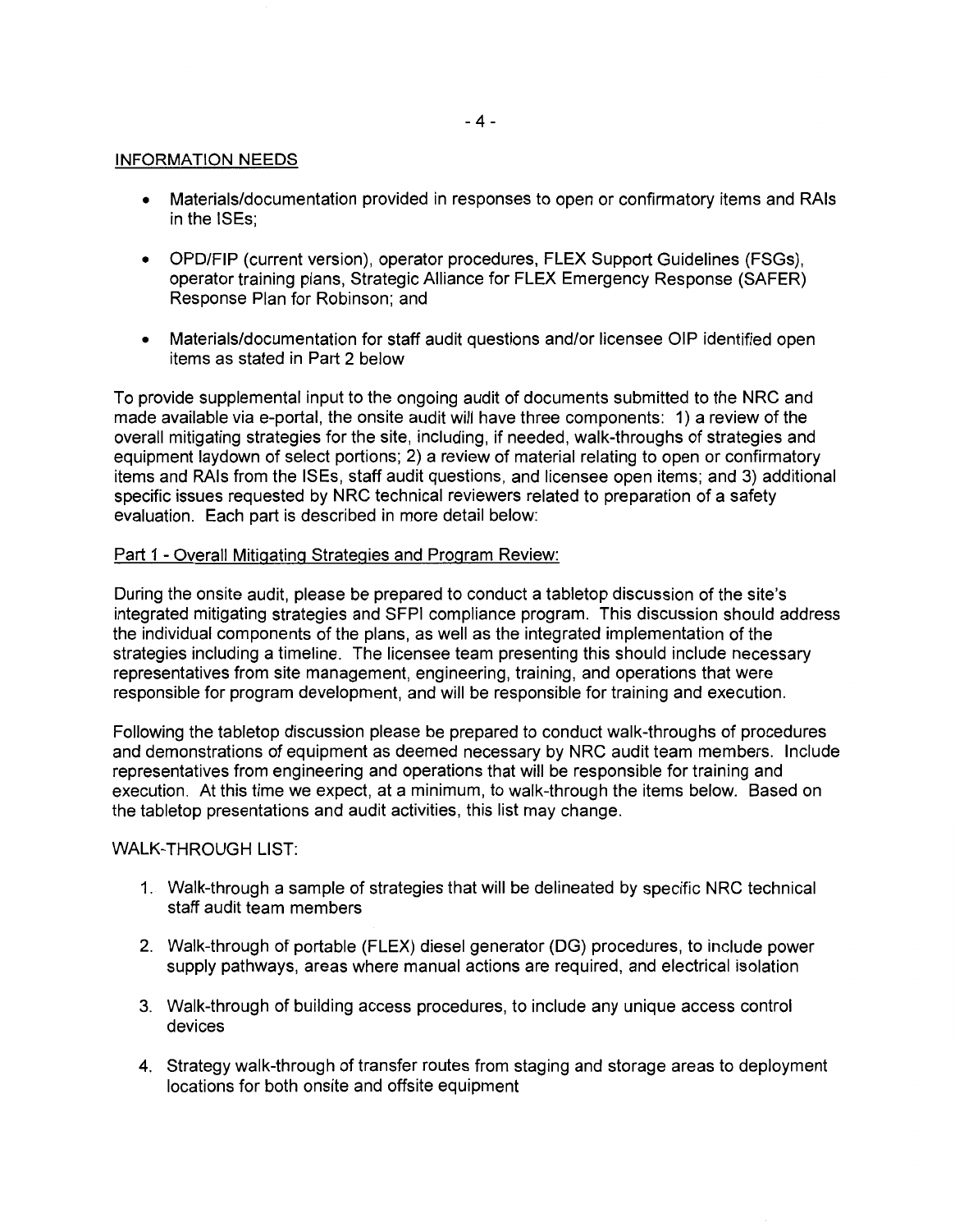INFORMATION NEEDS

- Materials/documentation provided in responses to open or confirmatory items and RAIs in the ISEs;
- OPD/FIP (current version), operator procedures, FLEX Support Guidelines (FSGs), operator training plans, Strategic Alliance for FLEX Emergency Response (SAFER) Response Plan for Robinson; and
- Materials/documentation for staff audit questions and/or licensee OIP identified open items as stated in Part 2 below

To provide supplemental input to the ongoing audit of documents submitted to the NRC and made available via e-portal, the onsite audit will have three components: 1) a review of the overall mitigating strategies for the site, including, if needed, walk-throughs of strategies and equipment laydown of select portions; 2) a review of material relating to open or confirmatory items and RAIs from the ISEs, staff audit questions, and licensee open items; and 3) additional specific issues requested by NRC technical reviewers related to preparation of a safety evaluation. Each part is described in more detail below:

Part 1 - Overall Mitigating Strategies and Program Review:

During the onsite audit, please be prepared to conduct a tabletop discussion of the site's integrated mitigating strategies and SFPI compliance program. This discussion should address the individual components of the plans, as well as the integrated implementation of the strategies including a timeline. The licensee team presenting this should include necessary representatives from site management, engineering, training, and operations that were responsible for program development, and will be responsible for training and execution.

Following the tabletop discussion please be prepared to conduct walk-throughs of procedures and demonstrations of equipment as deemed necessary by NRC audit team members. Include representatives from engineering and operations that will be responsible for training and execution. At this time we expect, at a minimum, to walk-through the items below. Based on the tabletop presentations and audit activities, this list may change.

WALK-THROUGH LIST:

1. Walk-through a sample of strategies that will be delineated by specific NRC technical staff audit team members
2. Walk-through of portable (FLEX) diesel generator (DG) procedures, to include power supply pathways, areas where manual actions are required, and electrical isolation
3. Walk-through of building access procedures, to include any unique access control devices
4. Strategy walk-through of transfer routes from staging and storage areas to deployment locations for both onsite and offsite equipment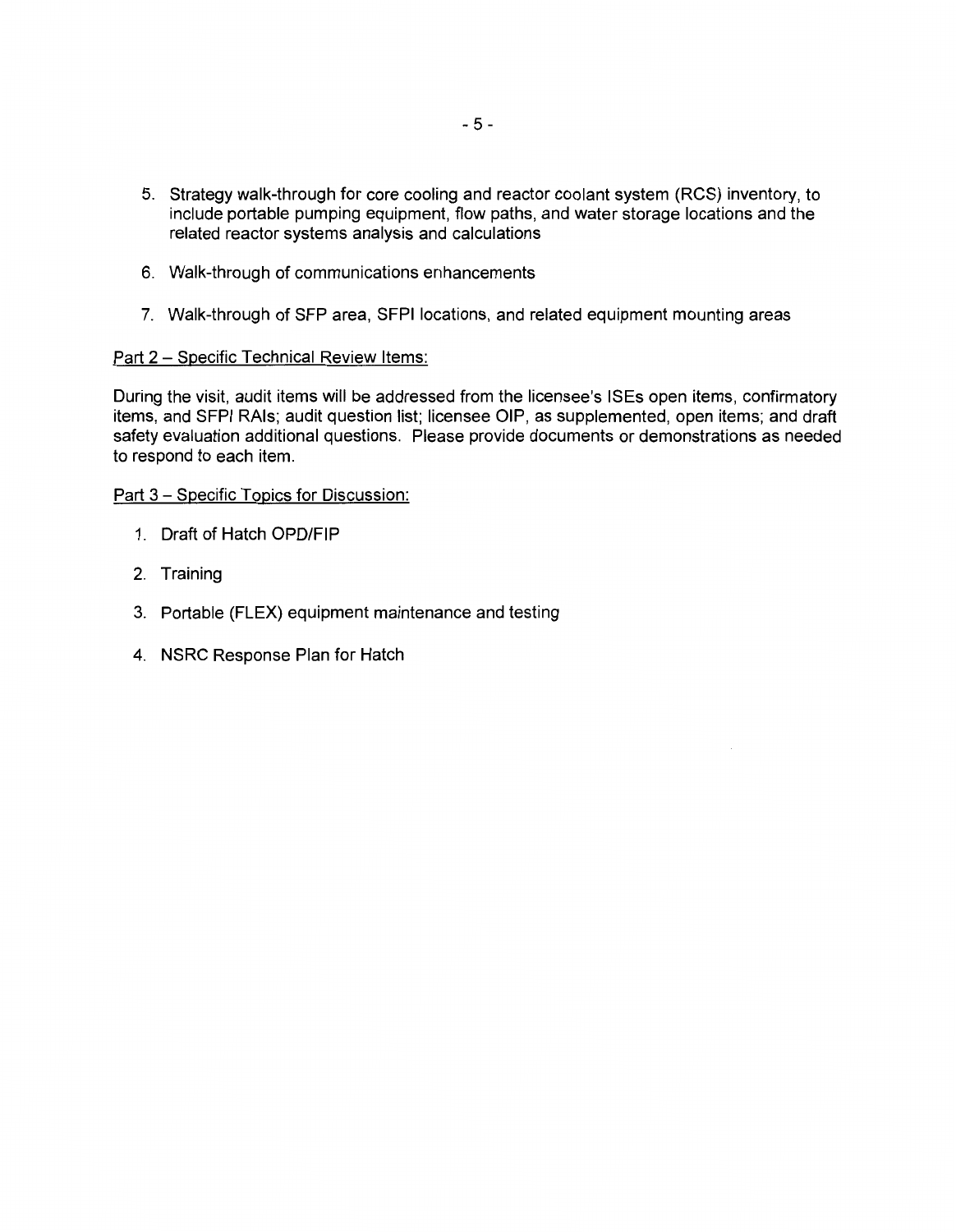5. Strategy walk-through for core cooling and reactor coolant system (RCS) inventory, to include portable pumping equipment, flow paths, and water storage locations and the related reactor systems analysis and calculations
6. Walk-through of communications enhancements
7. Walk-through of SFP area, SFPI locations, and related equipment mounting areas

Part 2 – Specific Technical Review Items:

During the visit, audit items will be addressed from the licensee's ISEs open items, confirmatory items, and SFPI RAIs; audit question list; licensee OIP, as supplemented, open items; and draft safety evaluation additional questions. Please provide documents or demonstrations as needed to respond to each item.

Part 3 – Specific Topics for Discussion:

1. Draft of Hatch OPD/FIP
2. Training
3. Portable (FLEX) equipment maintenance and testing
4. NSRC Response Plan for Hatch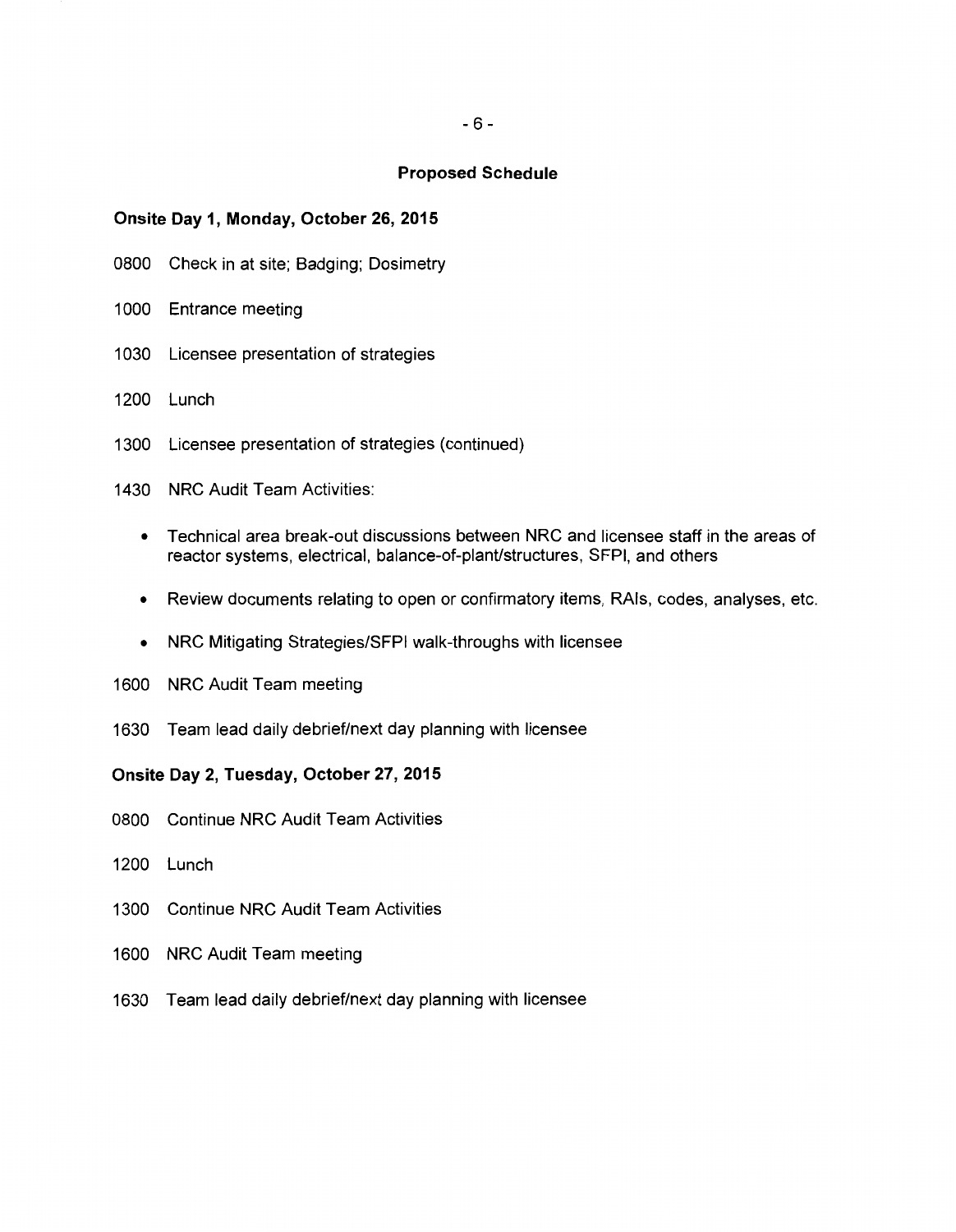## Proposed Schedule

### Onsite Day 1, Monday, October 26, 2015

0800 Check in at site; Badging; Dosimetry

1000 Entrance meeting

1030 Licensee presentation of strategies

1200 Lunch

1300 Licensee presentation of strategies (continued)

1430 NRC Audit Team Activities:

- Technical area break-out discussions between NRC and licensee staff in the areas of reactor systems, electrical, balance-of-plant/structures, SFPI, and others
- Review documents relating to open or confirmatory items, RAIs, codes, analyses, etc.
- NRC Mitigating Strategies/SFPI walk-throughs with licensee

1600 NRC Audit Team meeting

1630 Team lead daily debrief/next day planning with licensee

### Onsite Day 2, Tuesday, October 27, 2015

0800 Continue NRC Audit Team Activities

1200 Lunch

1300 Continue NRC Audit Team Activities

1600 NRC Audit Team meeting

1630 Team lead daily debrief/next day planning with licensee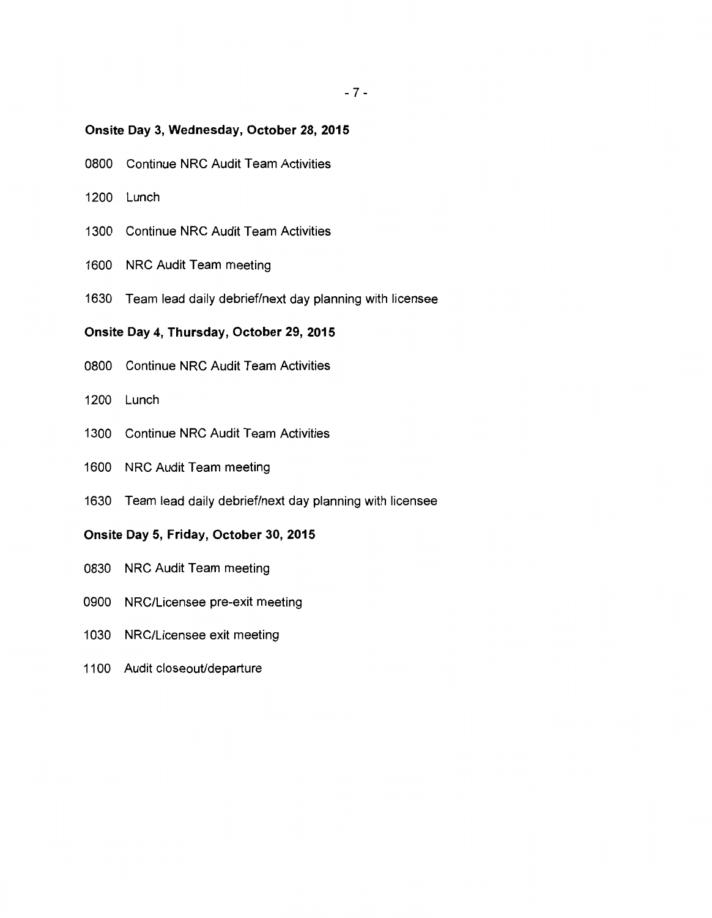**Onsite Day 3, Wednesday, October 28, 2015**

0800 Continue NRC Audit Team Activities

1200 Lunch

1300 Continue NRC Audit Team Activities

1600 NRC Audit Team meeting

1630 Team lead daily debrief/next day planning with licensee

**Onsite Day 4, Thursday, October 29, 2015**

0800 Continue NRC Audit Team Activities

1200 Lunch

1300 Continue NRC Audit Team Activities

1600 NRC Audit Team meeting

1630 Team lead daily debrief/next day planning with licensee

**Onsite Day 5, Friday, October 30, 2015**

0830 NRC Audit Team meeting

0900 NRC/Licensee pre-exit meeting

1030 NRC/Licensee exit meeting

1100 Audit closeout/departure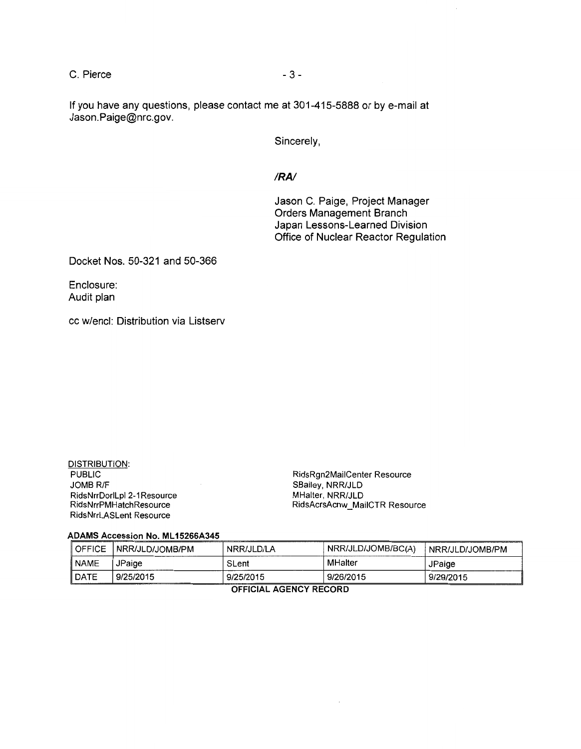If you have any questions, please contact me at 301-415-5888 or by e-mail at Jason.Paige@nrc.gov.

Sincerely,

*/RA/*

Jason C. Paige, Project Manager
Orders Management Branch
Japan Lessons-Learned Division
Office of Nuclear Reactor Regulation

Docket Nos. 50-321 and 50-366

Enclosure:
Audit plan

cc w/encl: Distribution via Listserv

DISTRIBUTION:
PUBLIC
JOMB R/F
RidsNrrDorlLpl 2-1Resource
RidsNrrPMHatchResource
RidsNrrLASLent Resource
RidsRgn2MailCenter Resource
SBailey, NRR/JLD
MHalter, NRR/JLD
RidsAcrsAcnw_MailCTR Resource

**ADAMS Accession No. ML15266A345**

| OFFICE | NRR/JLD/JOMB/PM | NRR/JLD/LA | NRR/JLD/JOMB/BC(A) | NRR/JLD/JOMB/PM |
|---|---|---|---|---|
| NAME | JPaige | SLent | MHalter | JPaige |
| DATE | 9/25/2015 | 9/25/2015 | 9/26/2015 | 9/29/2015 |

**OFFICIAL AGENCY RECORD**